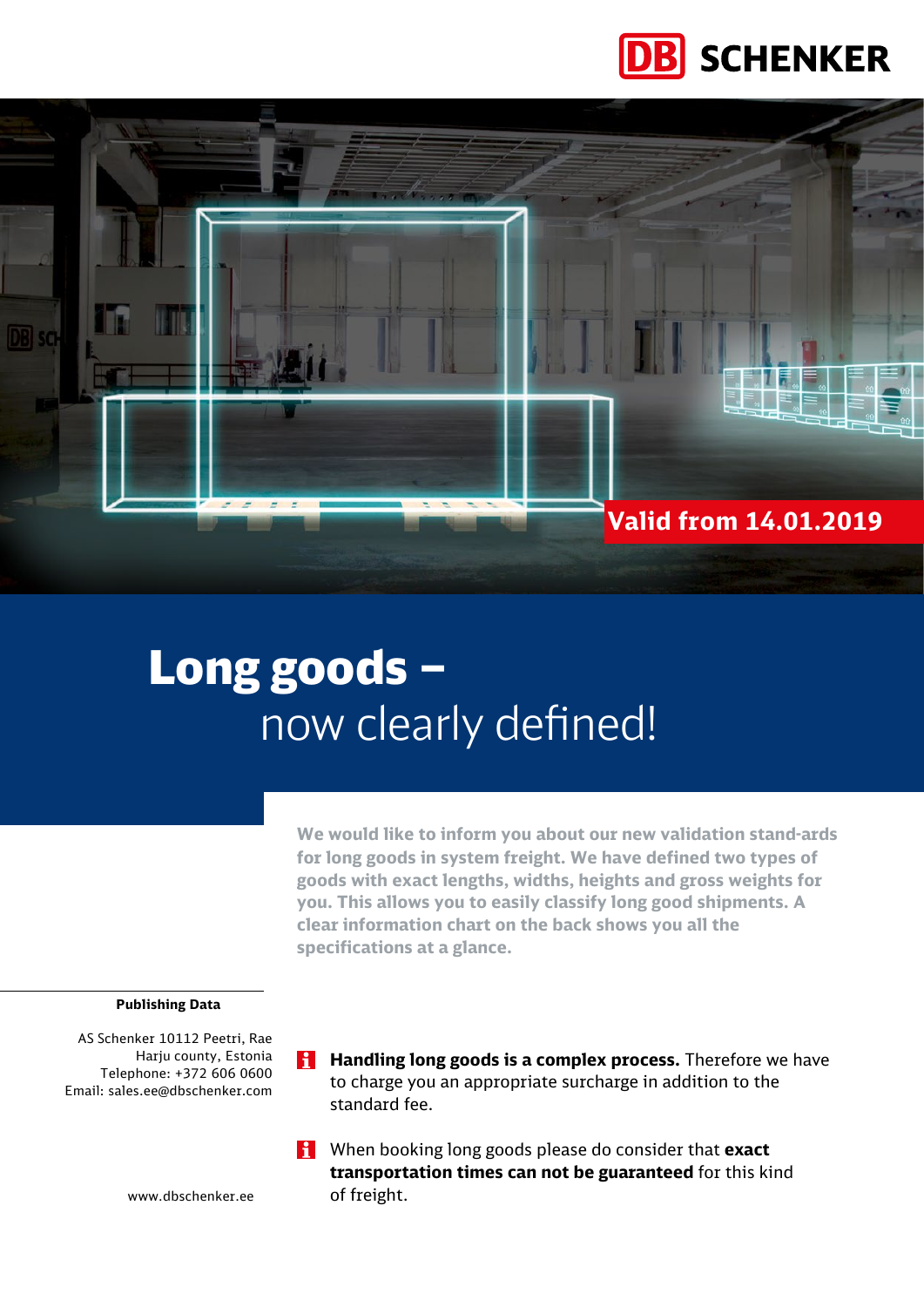DB SCHENKER

Valid from 14.01.2019

# Long goods – now clearly defined!

**We would like to inform you about our new validation stand-ards for long goods in system freight. We have defined two types of goods with exact lengths, widths, heights and gross weights for you. This allows you to easily classify long good shipments. A clear information chart on the back shows you all the specifications at a glance.**

- **Handling long goods is a complex process.** Therefore we have to charge you an appropriate surcharge in addition to the standard fee.

- When booking long goods please do consider that **exact transportation times can not be guaranteed** for this kind of freight.

**Publishing Data**

AS Schenker 10112 Peetri, Rae
Harju county, Estonia
Telephone: +372 606 0600
Email: sales.ee@dbschenker.com

www.dbschenker.ee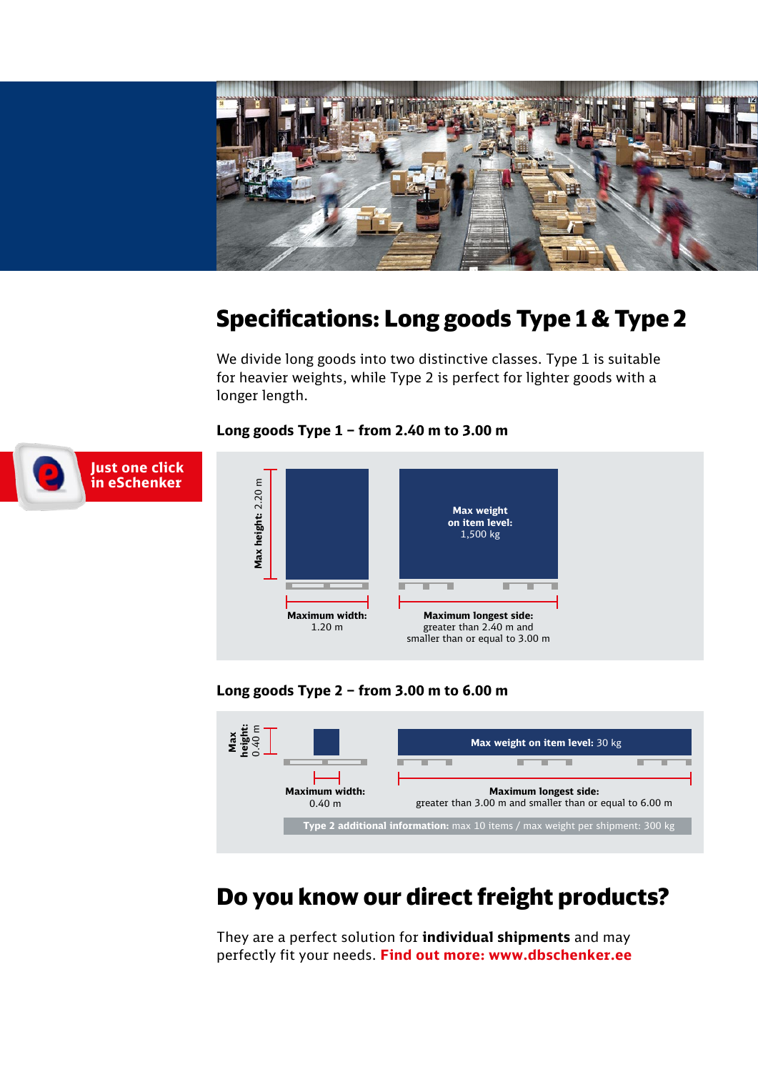Just one click in eSchenker

# Specifications: Long goods Type 1 & Type 2

We divide long goods into two distinctive classes. Type 1 is suitable for heavier weights, while Type 2 is perfect for lighter goods with a longer length.

### Long goods Type 1 – from 2.40 m to 3.00 m

**Max height:** 2.20 m

**Maximum width:** 1.20 m

**Max weight on item level:** 1,500 kg

**Maximum longest side:** greater than 2.40 m and smaller than or equal to 3.00 m

### Long goods Type 2 – from 3.00 m to 6.00 m

**Max height:** 0.40 m

**Maximum width:** 0.40 m

**Max weight on item level:** 30 kg

**Maximum longest side:** greater than 3.00 m and smaller than or equal to 6.00 m

**Type 2 additional information:** max 10 items / max weight per shipment: 300 kg

# Do you know our direct freight products?

They are a perfect solution for **individual shipments** and may perfectly fit your needs. **Find out more: www.dbschenker.ee**